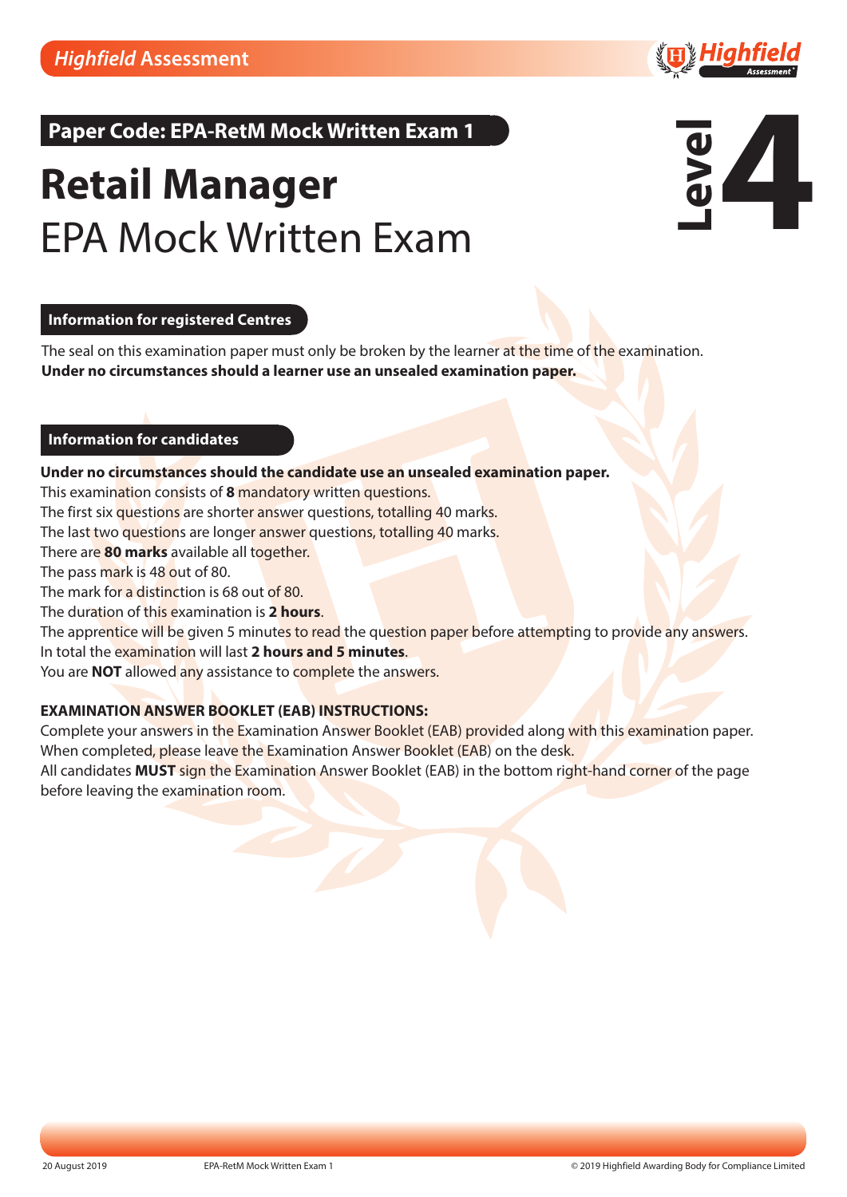**Paper Code: EPA-RetM Mock Written Exam 1**

# Retail Manager

## EPA Mock Written Exam

**Level 4**

### Information for registered Centres

The seal on this examination paper must only be broken by the learner at the time of the examination.
**Under no circumstances should a learner use an unsealed examination paper.**

### Information for candidates

**Under no circumstances should the candidate use an unsealed examination paper.**
This examination consists of **8** mandatory written questions.
The first six questions are shorter answer questions, totalling 40 marks.
The last two questions are longer answer questions, totalling 40 marks.
There are **80 marks** available all together.
The pass mark is 48 out of 80.
The mark for a distinction is 68 out of 80.
The duration of this examination is **2 hours**.
The apprentice will be given 5 minutes to read the question paper before attempting to provide any answers.
In total the examination will last **2 hours and 5 minutes**.
You are **NOT** allowed any assistance to complete the answers.

**EXAMINATION ANSWER BOOKLET (EAB) INSTRUCTIONS:**
Complete your answers in the Examination Answer Booklet (EAB) provided along with this examination paper.
When completed, please leave the Examination Answer Booklet (EAB) on the desk.
All candidates **MUST** sign the Examination Answer Booklet (EAB) in the bottom right-hand corner of the page before leaving the examination room.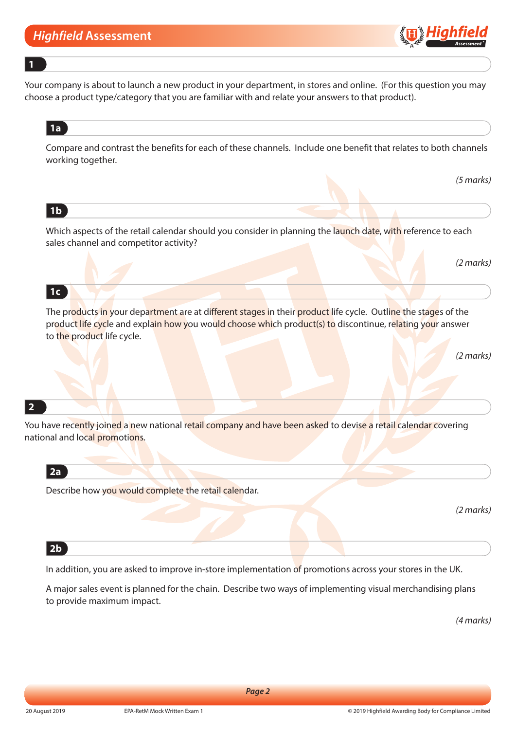## 1

Your company is about to launch a new product in your department, in stores and online. (For this question you may choose a product type/category that you are familiar with and relate your answers to that product).

### 1a

Compare and contrast the benefits for each of these channels. Include one benefit that relates to both channels working together.

*(5 marks)*

### 1b

Which aspects of the retail calendar should you consider in planning the launch date, with reference to each sales channel and competitor activity?

*(2 marks)*

### 1c

The products in your department are at different stages in their product life cycle. Outline the stages of the product life cycle and explain how you would choose which product(s) to discontinue, relating your answer to the product life cycle.

*(2 marks)*

## 2

You have recently joined a new national retail company and have been asked to devise a retail calendar covering national and local promotions.

### 2a

Describe how you would complete the retail calendar.

*(2 marks)*

### 2b

In addition, you are asked to improve in-store implementation of promotions across your stores in the UK.

A major sales event is planned for the chain. Describe two ways of implementing visual merchandising plans to provide maximum impact.

*(4 marks)*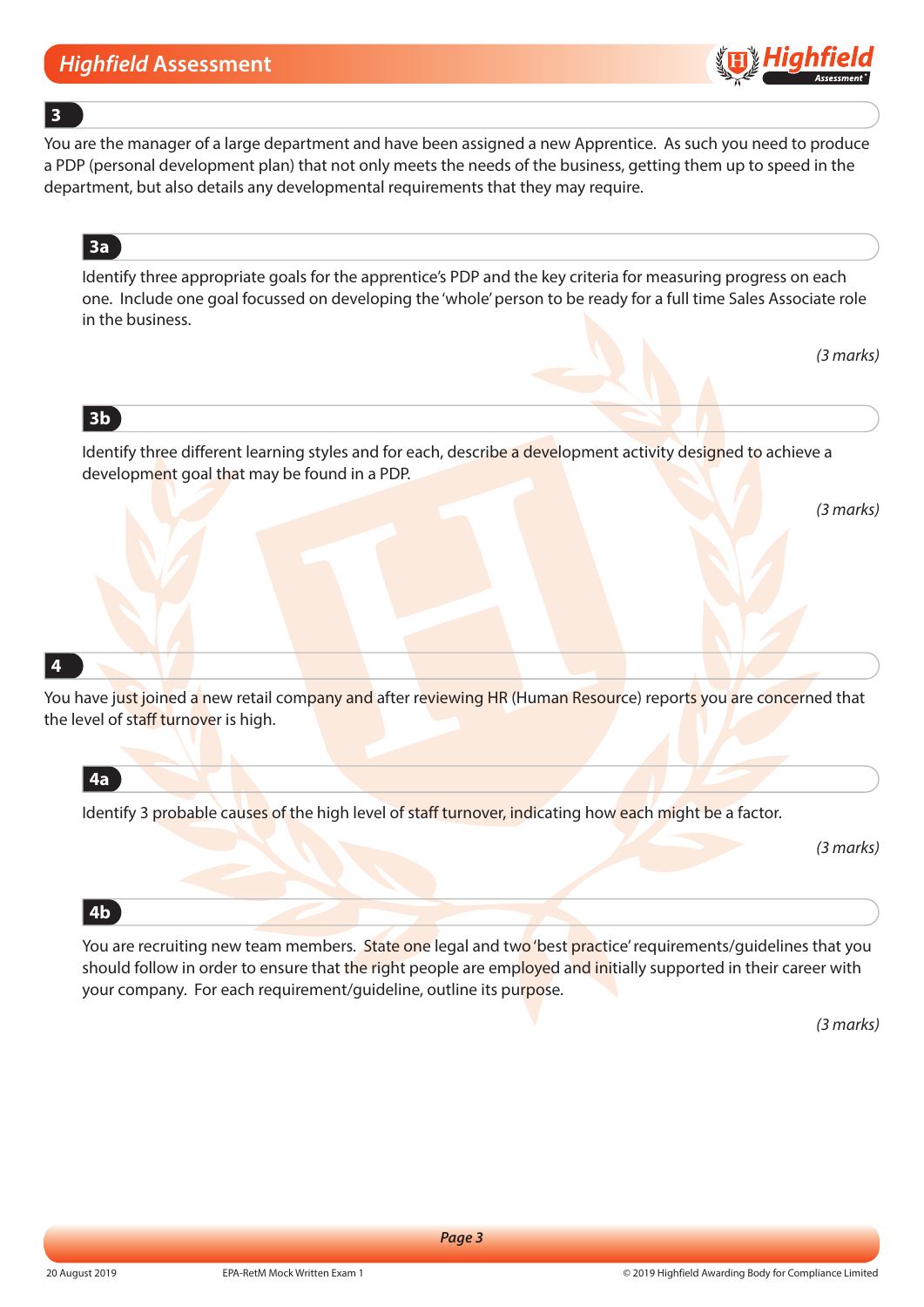## 3

You are the manager of a large department and have been assigned a new Apprentice. As such you need to produce a PDP (personal development plan) that not only meets the needs of the business, getting them up to speed in the department, but also details any developmental requirements that they may require.

### 3a

Identify three appropriate goals for the apprentice's PDP and the key criteria for measuring progress on each one. Include one goal focussed on developing the 'whole' person to be ready for a full time Sales Associate role in the business.

*(3 marks)*

### 3b

Identify three different learning styles and for each, describe a development activity designed to achieve a development goal that may be found in a PDP.

*(3 marks)*

## 4

You have just joined a new retail company and after reviewing HR (Human Resource) reports you are concerned that the level of staff turnover is high.

### 4a

Identify 3 probable causes of the high level of staff turnover, indicating how each might be a factor.

*(3 marks)*

### 4b

You are recruiting new team members. State one legal and two 'best practice' requirements/guidelines that you should follow in order to ensure that the right people are employed and initially supported in their career with your company. For each requirement/guideline, outline its purpose.

*(3 marks)*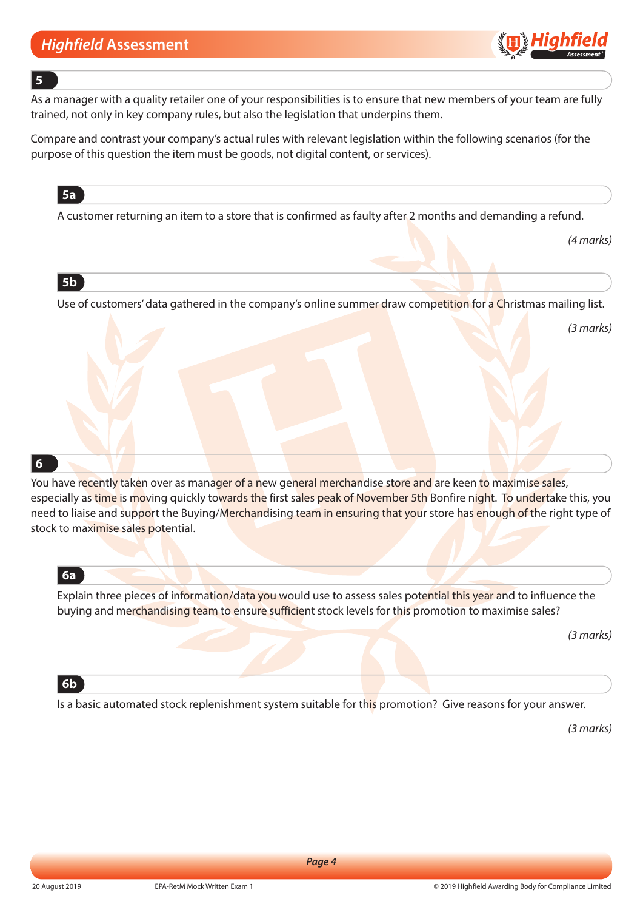## 5

As a manager with a quality retailer one of your responsibilities is to ensure that new members of your team are fully trained, not only in key company rules, but also the legislation that underpins them.

Compare and contrast your company's actual rules with relevant legislation within the following scenarios (for the purpose of this question the item must be goods, not digital content, or services).

### 5a

A customer returning an item to a store that is confirmed as faulty after 2 months and demanding a refund.

*(4 marks)*

### 5b

Use of customers' data gathered in the company's online summer draw competition for a Christmas mailing list.

*(3 marks)*

## 6

You have recently taken over as manager of a new general merchandise store and are keen to maximise sales, especially as time is moving quickly towards the first sales peak of November 5th Bonfire night. To undertake this, you need to liaise and support the Buying/Merchandising team in ensuring that your store has enough of the right type of stock to maximise sales potential.

### 6a

Explain three pieces of information/data you would use to assess sales potential this year and to influence the buying and merchandising team to ensure sufficient stock levels for this promotion to maximise sales?

*(3 marks)*

### 6b

Is a basic automated stock replenishment system suitable for this promotion? Give reasons for your answer.

*(3 marks)*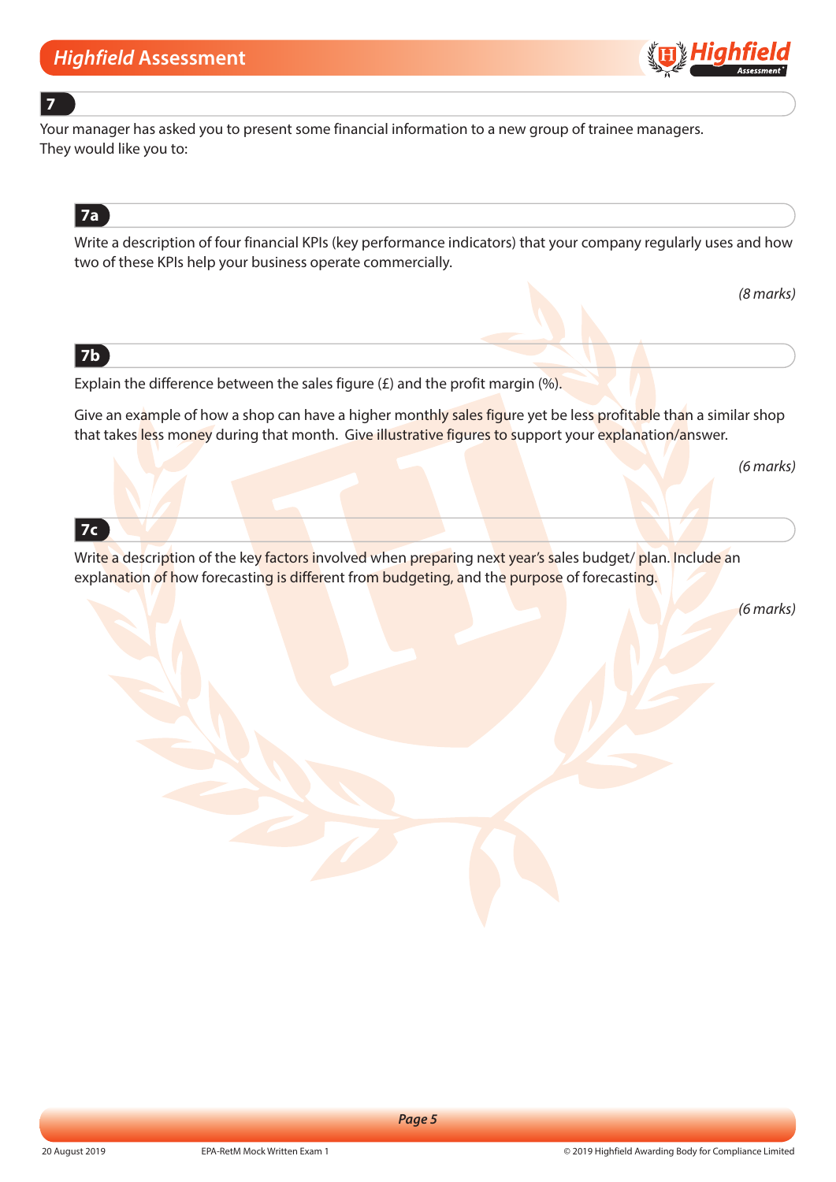## 7

Your manager has asked you to present some financial information to a new group of trainee managers. They would like you to:

### 7a

Write a description of four financial KPIs (key performance indicators) that your company regularly uses and how two of these KPIs help your business operate commercially.

*(8 marks)*

### 7b

Explain the difference between the sales figure (£) and the profit margin (%).

Give an example of how a shop can have a higher monthly sales figure yet be less profitable than a similar shop that takes less money during that month. Give illustrative figures to support your explanation/answer.

*(6 marks)*

### 7c

Write a description of the key factors involved when preparing next year's sales budget/ plan. Include an explanation of how forecasting is different from budgeting, and the purpose of forecasting.

*(6 marks)*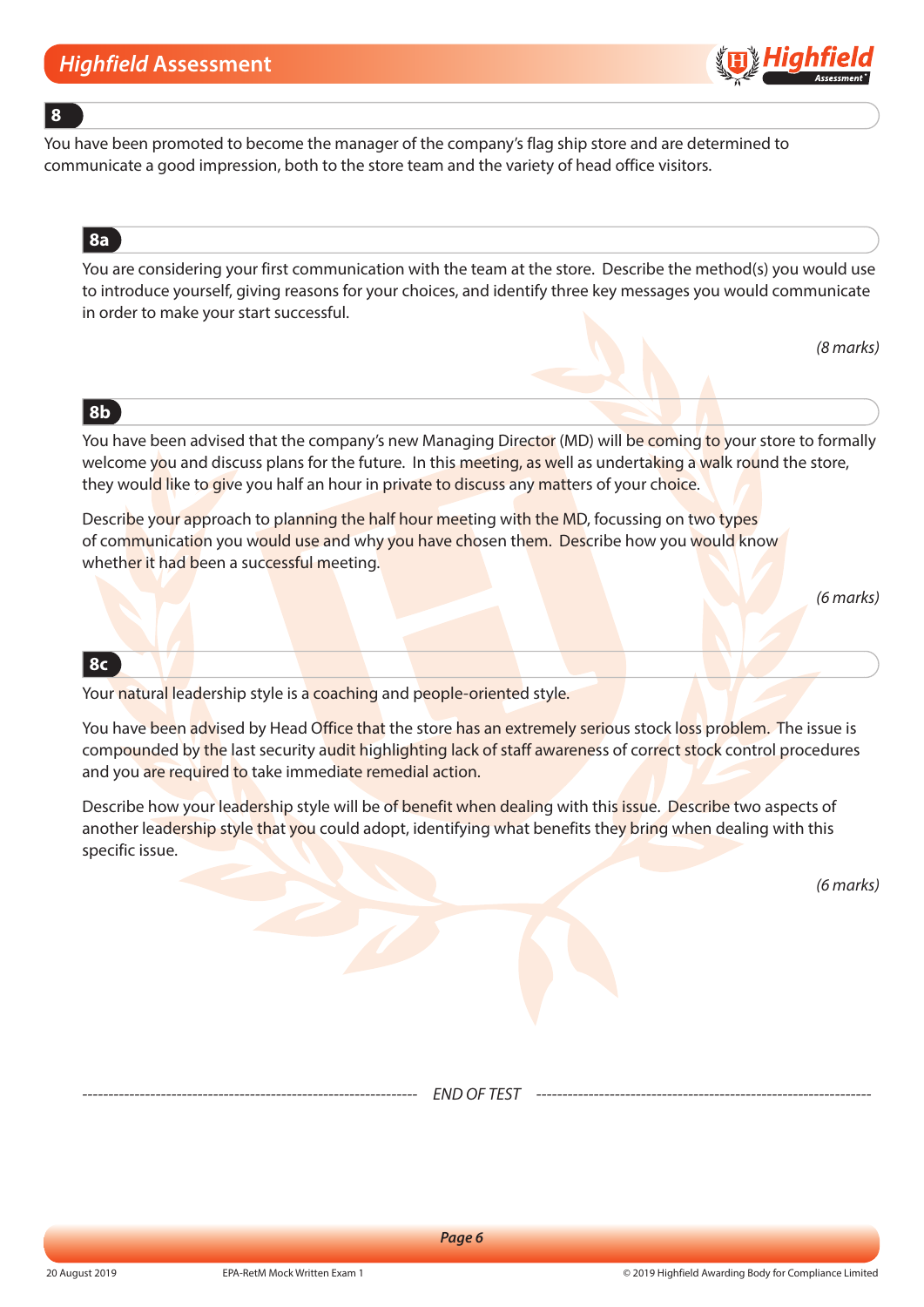## 8

You have been promoted to become the manager of the company's flag ship store and are determined to communicate a good impression, both to the store team and the variety of head office visitors.

### 8a

You are considering your first communication with the team at the store. Describe the method(s) you would use to introduce yourself, giving reasons for your choices, and identify three key messages you would communicate in order to make your start successful.

*(8 marks)*

### 8b

You have been advised that the company's new Managing Director (MD) will be coming to your store to formally welcome you and discuss plans for the future. In this meeting, as well as undertaking a walk round the store, they would like to give you half an hour in private to discuss any matters of your choice.

Describe your approach to planning the half hour meeting with the MD, focussing on two types of communication you would use and why you have chosen them. Describe how you would know whether it had been a successful meeting.

*(6 marks)*

### 8c

Your natural leadership style is a coaching and people-oriented style.

You have been advised by Head Office that the store has an extremely serious stock loss problem. The issue is compounded by the last security audit highlighting lack of staff awareness of correct stock control procedures and you are required to take immediate remedial action.

Describe how your leadership style will be of benefit when dealing with this issue. Describe two aspects of another leadership style that you could adopt, identifying what benefits they bring when dealing with this specific issue.

*(6 marks)*

*END OF TEST*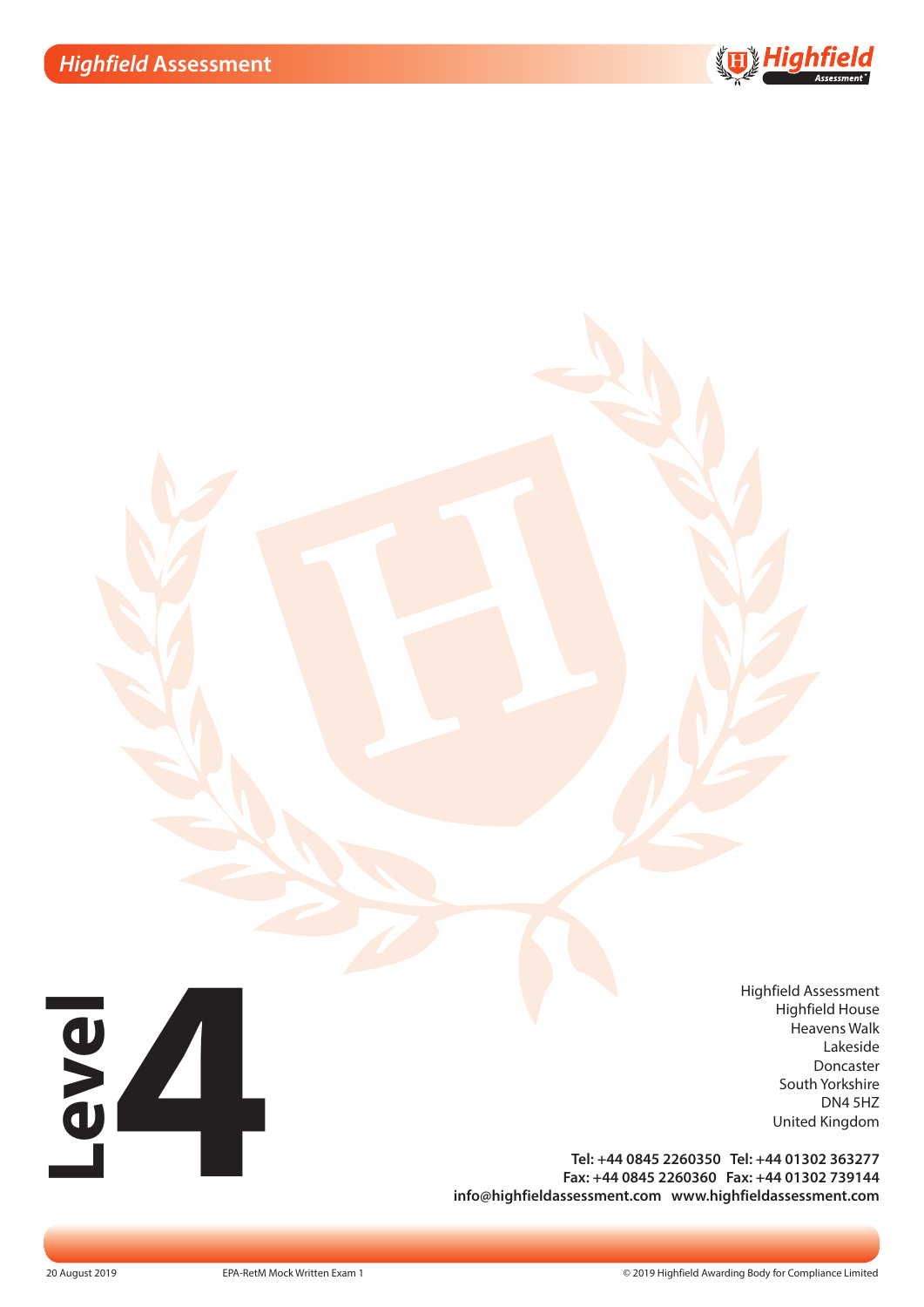Level 4

Highfield Assessment
Highfield House
Heavens Walk
Lakeside
Doncaster
South Yorkshire
DN4 5HZ
United Kingdom

**Tel: +44 0845 2260350   Tel: +44 01302 363277**
**Fax: +44 0845 2260360   Fax: +44 01302 739144**
**info@highfieldassessment.com   www.highfieldassessment.com**